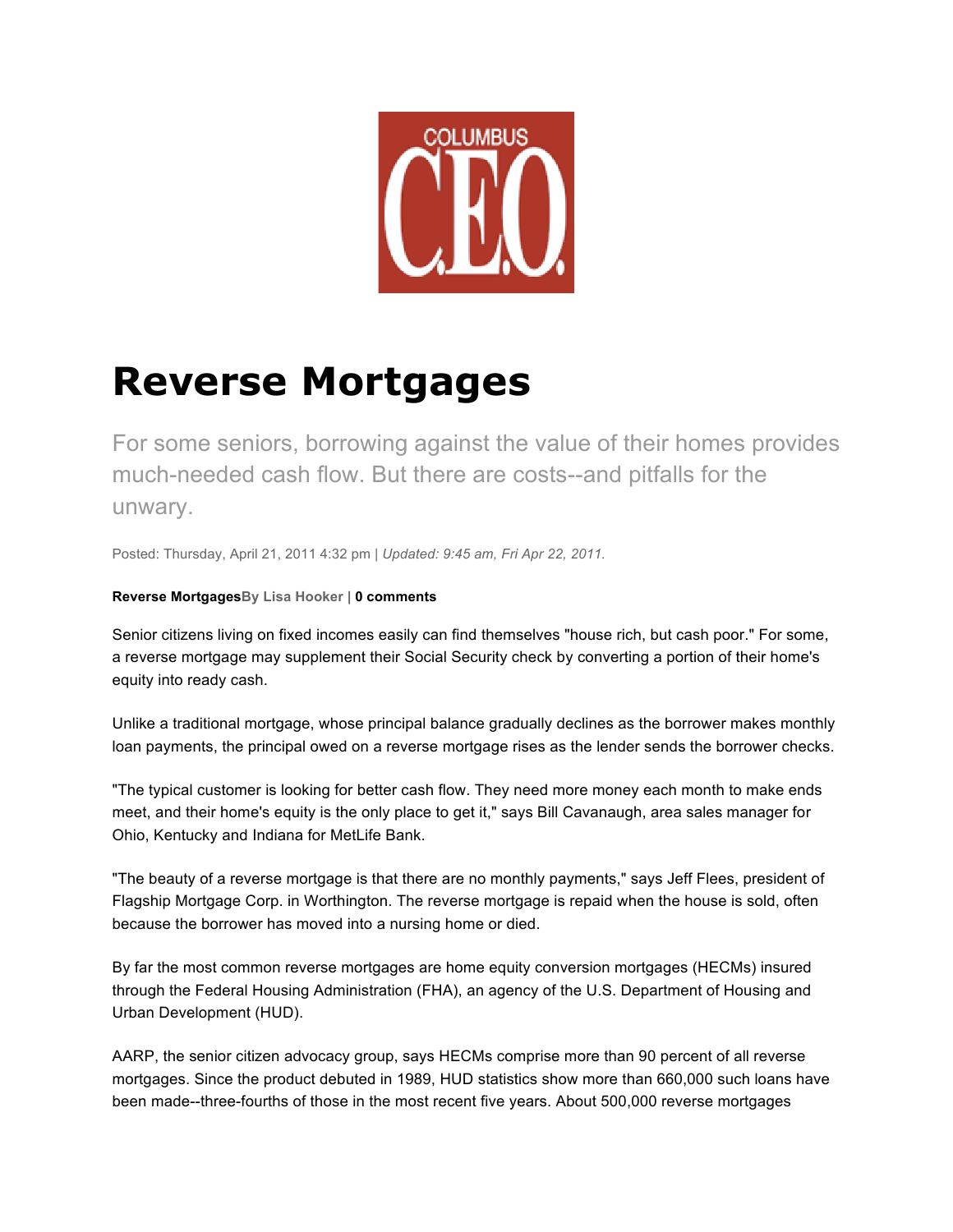COLUMBUS C.E.O.

# Reverse Mortgages

For some seniors, borrowing against the value of their homes provides much-needed cash flow. But there are costs--and pitfalls for the unwary.

Posted: Thursday, April 21, 2011 4:32 pm | *Updated: 9:45 am, Fri Apr 22, 2011.*

**Reverse Mortgages**By Lisa Hooker | **0 comments**

Senior citizens living on fixed incomes easily can find themselves "house rich, but cash poor." For some, a reverse mortgage may supplement their Social Security check by converting a portion of their home's equity into ready cash.

Unlike a traditional mortgage, whose principal balance gradually declines as the borrower makes monthly loan payments, the principal owed on a reverse mortgage rises as the lender sends the borrower checks.

"The typical customer is looking for better cash flow. They need more money each month to make ends meet, and their home's equity is the only place to get it," says Bill Cavanaugh, area sales manager for Ohio, Kentucky and Indiana for MetLife Bank.

"The beauty of a reverse mortgage is that there are no monthly payments," says Jeff Flees, president of Flagship Mortgage Corp. in Worthington. The reverse mortgage is repaid when the house is sold, often because the borrower has moved into a nursing home or died.

By far the most common reverse mortgages are home equity conversion mortgages (HECMs) insured through the Federal Housing Administration (FHA), an agency of the U.S. Department of Housing and Urban Development (HUD).

AARP, the senior citizen advocacy group, says HECMs comprise more than 90 percent of all reverse mortgages. Since the product debuted in 1989, HUD statistics show more than 660,000 such loans have been made--three-fourths of those in the most recent five years. About 500,000 reverse mortgages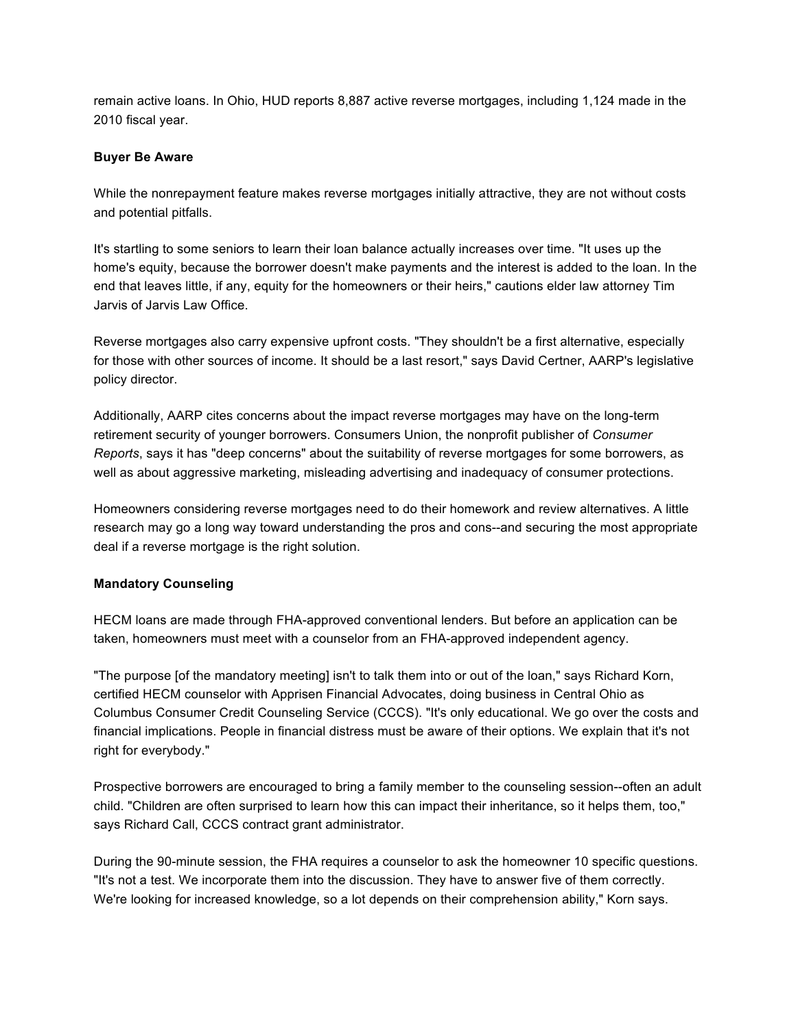remain active loans. In Ohio, HUD reports 8,887 active reverse mortgages, including 1,124 made in the 2010 fiscal year.

**Buyer Be Aware**

While the nonrepayment feature makes reverse mortgages initially attractive, they are not without costs and potential pitfalls.

It's startling to some seniors to learn their loan balance actually increases over time. "It uses up the home's equity, because the borrower doesn't make payments and the interest is added to the loan. In the end that leaves little, if any, equity for the homeowners or their heirs," cautions elder law attorney Tim Jarvis of Jarvis Law Office.

Reverse mortgages also carry expensive upfront costs. "They shouldn't be a first alternative, especially for those with other sources of income. It should be a last resort," says David Certner, AARP's legislative policy director.

Additionally, AARP cites concerns about the impact reverse mortgages may have on the long-term retirement security of younger borrowers. Consumers Union, the nonprofit publisher of *Consumer Reports*, says it has "deep concerns" about the suitability of reverse mortgages for some borrowers, as well as about aggressive marketing, misleading advertising and inadequacy of consumer protections.

Homeowners considering reverse mortgages need to do their homework and review alternatives. A little research may go a long way toward understanding the pros and cons--and securing the most appropriate deal if a reverse mortgage is the right solution.

**Mandatory Counseling**

HECM loans are made through FHA-approved conventional lenders. But before an application can be taken, homeowners must meet with a counselor from an FHA-approved independent agency.

"The purpose [of the mandatory meeting] isn't to talk them into or out of the loan," says Richard Korn, certified HECM counselor with Apprisen Financial Advocates, doing business in Central Ohio as Columbus Consumer Credit Counseling Service (CCCS). "It's only educational. We go over the costs and financial implications. People in financial distress must be aware of their options. We explain that it's not right for everybody."

Prospective borrowers are encouraged to bring a family member to the counseling session--often an adult child. "Children are often surprised to learn how this can impact their inheritance, so it helps them, too," says Richard Call, CCCS contract grant administrator.

During the 90-minute session, the FHA requires a counselor to ask the homeowner 10 specific questions. "It's not a test. We incorporate them into the discussion. They have to answer five of them correctly. We're looking for increased knowledge, so a lot depends on their comprehension ability," Korn says.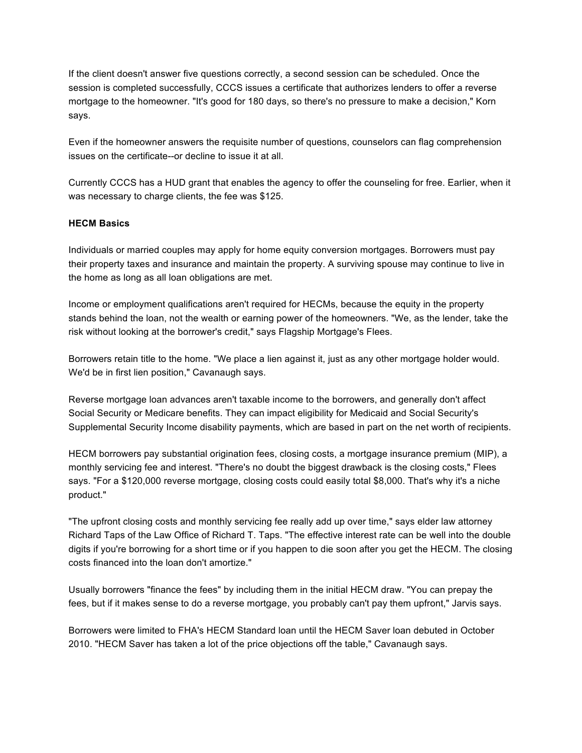If the client doesn't answer five questions correctly, a second session can be scheduled. Once the session is completed successfully, CCCS issues a certificate that authorizes lenders to offer a reverse mortgage to the homeowner. "It's good for 180 days, so there's no pressure to make a decision," Korn says.

Even if the homeowner answers the requisite number of questions, counselors can flag comprehension issues on the certificate--or decline to issue it at all.

Currently CCCS has a HUD grant that enables the agency to offer the counseling for free. Earlier, when it was necessary to charge clients, the fee was $125.

**HECM Basics**

Individuals or married couples may apply for home equity conversion mortgages. Borrowers must pay their property taxes and insurance and maintain the property. A surviving spouse may continue to live in the home as long as all loan obligations are met.

Income or employment qualifications aren't required for HECMs, because the equity in the property stands behind the loan, not the wealth or earning power of the homeowners. "We, as the lender, take the risk without looking at the borrower's credit," says Flagship Mortgage's Flees.

Borrowers retain title to the home. "We place a lien against it, just as any other mortgage holder would. We'd be in first lien position," Cavanaugh says.

Reverse mortgage loan advances aren't taxable income to the borrowers, and generally don't affect Social Security or Medicare benefits. They can impact eligibility for Medicaid and Social Security's Supplemental Security Income disability payments, which are based in part on the net worth of recipients.

HECM borrowers pay substantial origination fees, closing costs, a mortgage insurance premium (MIP), a monthly servicing fee and interest. "There's no doubt the biggest drawback is the closing costs," Flees says. "For a $120,000 reverse mortgage, closing costs could easily total $8,000. That's why it's a niche product."

"The upfront closing costs and monthly servicing fee really add up over time," says elder law attorney Richard Taps of the Law Office of Richard T. Taps. "The effective interest rate can be well into the double digits if you're borrowing for a short time or if you happen to die soon after you get the HECM. The closing costs financed into the loan don't amortize."

Usually borrowers "finance the fees" by including them in the initial HECM draw. "You can prepay the fees, but if it makes sense to do a reverse mortgage, you probably can't pay them upfront," Jarvis says.

Borrowers were limited to FHA's HECM Standard loan until the HECM Saver loan debuted in October 2010. "HECM Saver has taken a lot of the price objections off the table," Cavanaugh says.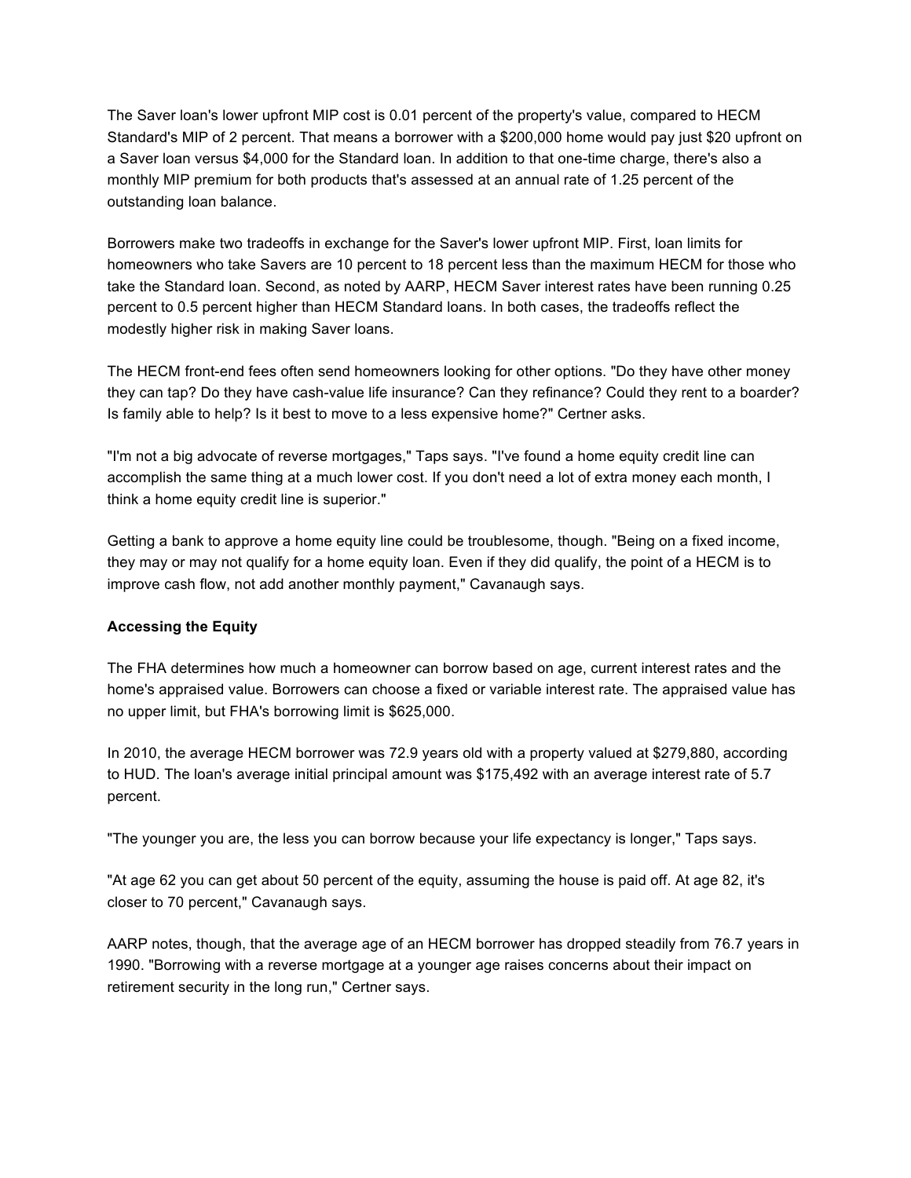The Saver loan's lower upfront MIP cost is 0.01 percent of the property's value, compared to HECM Standard's MIP of 2 percent. That means a borrower with a $200,000 home would pay just $20 upfront on a Saver loan versus $4,000 for the Standard loan. In addition to that one-time charge, there's also a monthly MIP premium for both products that's assessed at an annual rate of 1.25 percent of the outstanding loan balance.

Borrowers make two tradeoffs in exchange for the Saver's lower upfront MIP. First, loan limits for homeowners who take Savers are 10 percent to 18 percent less than the maximum HECM for those who take the Standard loan. Second, as noted by AARP, HECM Saver interest rates have been running 0.25 percent to 0.5 percent higher than HECM Standard loans. In both cases, the tradeoffs reflect the modestly higher risk in making Saver loans.

The HECM front-end fees often send homeowners looking for other options. "Do they have other money they can tap? Do they have cash-value life insurance? Can they refinance? Could they rent to a boarder? Is family able to help? Is it best to move to a less expensive home?" Certner asks.

"I'm not a big advocate of reverse mortgages," Taps says. "I've found a home equity credit line can accomplish the same thing at a much lower cost. If you don't need a lot of extra money each month, I think a home equity credit line is superior."

Getting a bank to approve a home equity line could be troublesome, though. "Being on a fixed income, they may or may not qualify for a home equity loan. Even if they did qualify, the point of a HECM is to improve cash flow, not add another monthly payment," Cavanaugh says.

**Accessing the Equity**

The FHA determines how much a homeowner can borrow based on age, current interest rates and the home's appraised value. Borrowers can choose a fixed or variable interest rate. The appraised value has no upper limit, but FHA's borrowing limit is $625,000.

In 2010, the average HECM borrower was 72.9 years old with a property valued at $279,880, according to HUD. The loan's average initial principal amount was $175,492 with an average interest rate of 5.7 percent.

"The younger you are, the less you can borrow because your life expectancy is longer," Taps says.

"At age 62 you can get about 50 percent of the equity, assuming the house is paid off. At age 82, it's closer to 70 percent," Cavanaugh says.

AARP notes, though, that the average age of an HECM borrower has dropped steadily from 76.7 years in 1990. "Borrowing with a reverse mortgage at a younger age raises concerns about their impact on retirement security in the long run," Certner says.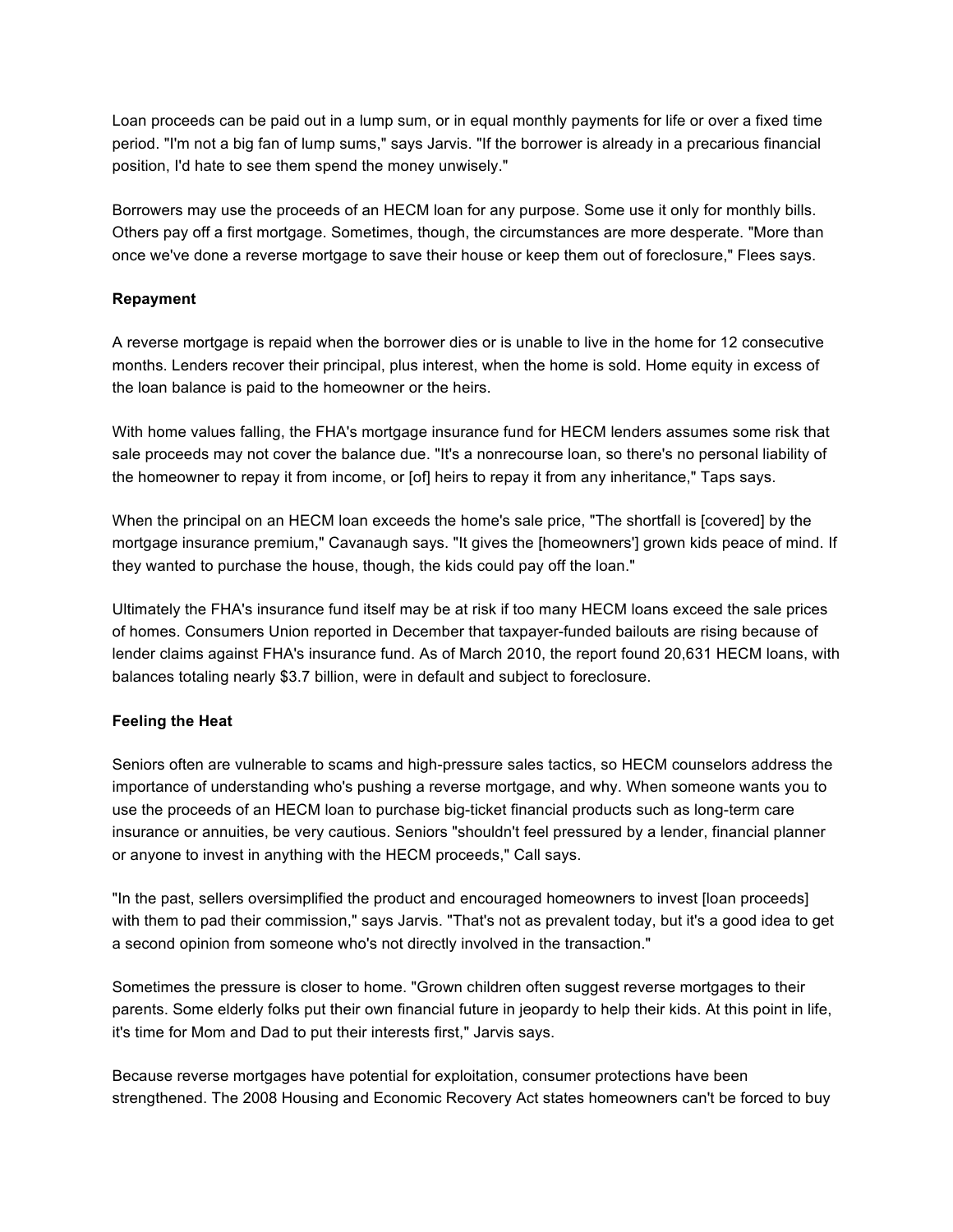Loan proceeds can be paid out in a lump sum, or in equal monthly payments for life or over a fixed time period. "I'm not a big fan of lump sums," says Jarvis. "If the borrower is already in a precarious financial position, I'd hate to see them spend the money unwisely."

Borrowers may use the proceeds of an HECM loan for any purpose. Some use it only for monthly bills. Others pay off a first mortgage. Sometimes, though, the circumstances are more desperate. "More than once we've done a reverse mortgage to save their house or keep them out of foreclosure," Flees says.

**Repayment**

A reverse mortgage is repaid when the borrower dies or is unable to live in the home for 12 consecutive months. Lenders recover their principal, plus interest, when the home is sold. Home equity in excess of the loan balance is paid to the homeowner or the heirs.

With home values falling, the FHA's mortgage insurance fund for HECM lenders assumes some risk that sale proceeds may not cover the balance due. "It's a nonrecourse loan, so there's no personal liability of the homeowner to repay it from income, or [of] heirs to repay it from any inheritance," Taps says.

When the principal on an HECM loan exceeds the home's sale price, "The shortfall is [covered] by the mortgage insurance premium," Cavanaugh says. "It gives the [homeowners'] grown kids peace of mind. If they wanted to purchase the house, though, the kids could pay off the loan."

Ultimately the FHA's insurance fund itself may be at risk if too many HECM loans exceed the sale prices of homes. Consumers Union reported in December that taxpayer-funded bailouts are rising because of lender claims against FHA's insurance fund. As of March 2010, the report found 20,631 HECM loans, with balances totaling nearly $3.7 billion, were in default and subject to foreclosure.

**Feeling the Heat**

Seniors often are vulnerable to scams and high-pressure sales tactics, so HECM counselors address the importance of understanding who's pushing a reverse mortgage, and why. When someone wants you to use the proceeds of an HECM loan to purchase big-ticket financial products such as long-term care insurance or annuities, be very cautious. Seniors "shouldn't feel pressured by a lender, financial planner or anyone to invest in anything with the HECM proceeds," Call says.

"In the past, sellers oversimplified the product and encouraged homeowners to invest [loan proceeds] with them to pad their commission," says Jarvis. "That's not as prevalent today, but it's a good idea to get a second opinion from someone who's not directly involved in the transaction."

Sometimes the pressure is closer to home. "Grown children often suggest reverse mortgages to their parents. Some elderly folks put their own financial future in jeopardy to help their kids. At this point in life, it's time for Mom and Dad to put their interests first," Jarvis says.

Because reverse mortgages have potential for exploitation, consumer protections have been strengthened. The 2008 Housing and Economic Recovery Act states homeowners can't be forced to buy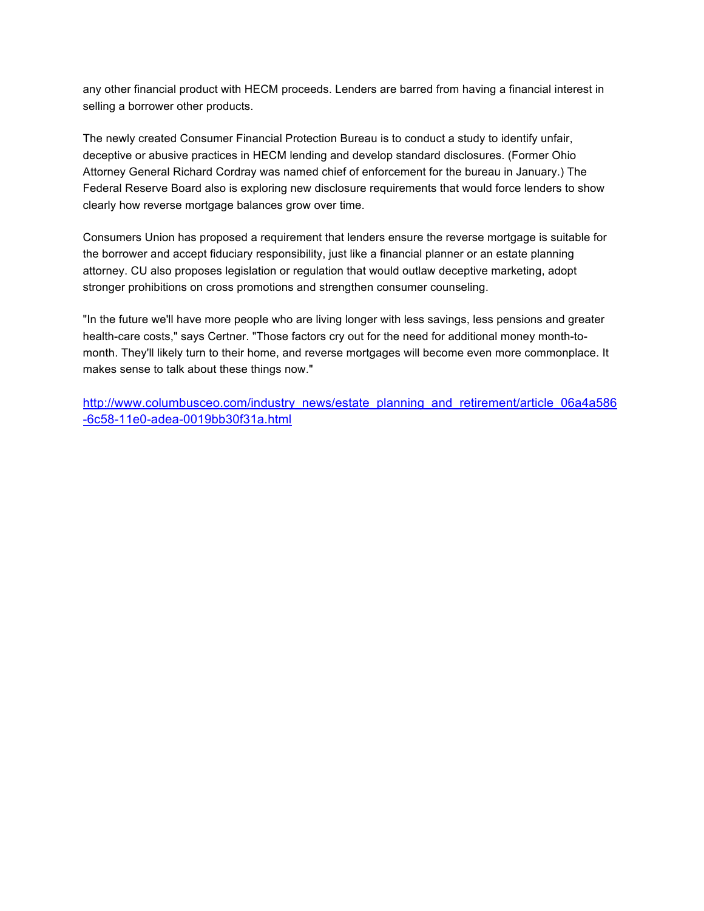any other financial product with HECM proceeds. Lenders are barred from having a financial interest in selling a borrower other products.

The newly created Consumer Financial Protection Bureau is to conduct a study to identify unfair, deceptive or abusive practices in HECM lending and develop standard disclosures. (Former Ohio Attorney General Richard Cordray was named chief of enforcement for the bureau in January.) The Federal Reserve Board also is exploring new disclosure requirements that would force lenders to show clearly how reverse mortgage balances grow over time.

Consumers Union has proposed a requirement that lenders ensure the reverse mortgage is suitable for the borrower and accept fiduciary responsibility, just like a financial planner or an estate planning attorney. CU also proposes legislation or regulation that would outlaw deceptive marketing, adopt stronger prohibitions on cross promotions and strengthen consumer counseling.

"In the future we'll have more people who are living longer with less savings, less pensions and greater health-care costs," says Certner. "Those factors cry out for the need for additional money month-to-month. They'll likely turn to their home, and reverse mortgages will become even more commonplace. It makes sense to talk about these things now."

http://www.columbusceo.com/industry_news/estate_planning_and_retirement/article_06a4a586-6c58-11e0-adea-0019bb30f31a.html